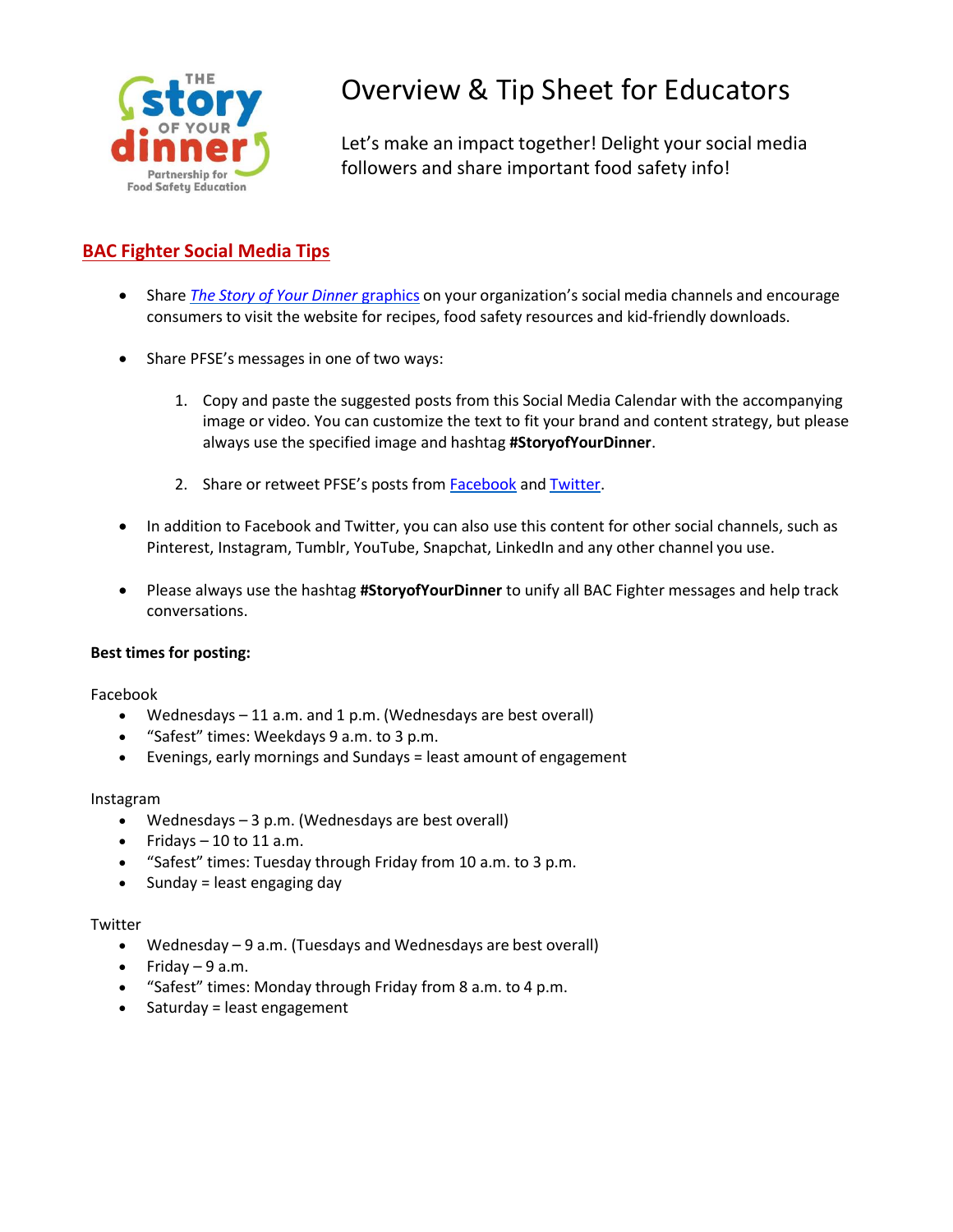# Overview & Tip Sheet for Educators

Let's make an impact together! Delight your social media followers and share important food safety info!

## BAC Fighter Social Media Tips

- Share *The Story of Your Dinner* graphics on your organization's social media channels and encourage consumers to visit the website for recipes, food safety resources and kid-friendly downloads.

- Share PFSE's messages in one of two ways:

  1. Copy and paste the suggested posts from this Social Media Calendar with the accompanying image or video. You can customize the text to fit your brand and content strategy, but please always use the specified image and hashtag **#StoryofYourDinner**.

  2. Share or retweet PFSE's posts from Facebook and Twitter.

- In addition to Facebook and Twitter, you can also use this content for other social channels, such as Pinterest, Instagram, Tumblr, YouTube, Snapchat, LinkedIn and any other channel you use.

- Please always use the hashtag **#StoryofYourDinner** to unify all BAC Fighter messages and help track conversations.

**Best times for posting:**

Facebook

- Wednesdays – 11 a.m. and 1 p.m. (Wednesdays are best overall)
- "Safest" times: Weekdays 9 a.m. to 3 p.m.
- Evenings, early mornings and Sundays = least amount of engagement

Instagram

- Wednesdays – 3 p.m. (Wednesdays are best overall)
- Fridays – 10 to 11 a.m.
- "Safest" times: Tuesday through Friday from 10 a.m. to 3 p.m.
- Sunday = least engaging day

Twitter

- Wednesday – 9 a.m. (Tuesdays and Wednesdays are best overall)
- Friday – 9 a.m.
- "Safest" times: Monday through Friday from 8 a.m. to 4 p.m.
- Saturday = least engagement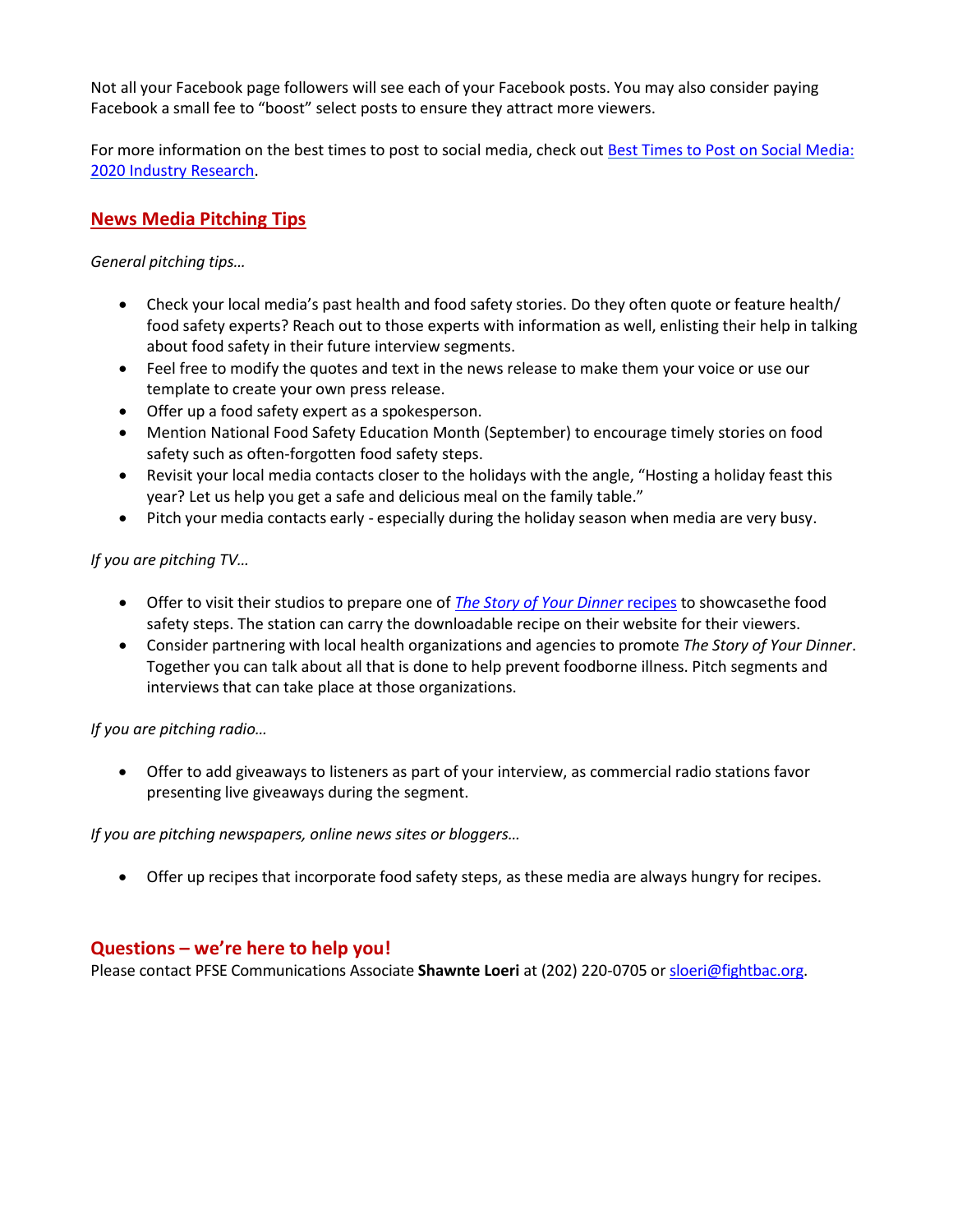Not all your Facebook page followers will see each of your Facebook posts. You may also consider paying Facebook a small fee to "boost" select posts to ensure they attract more viewers.

For more information on the best times to post to social media, check out [Best Times to Post on Social Media: 2020 Industry Research](#).

## News Media Pitching Tips

*General pitching tips…*

- Check your local media's past health and food safety stories. Do they often quote or feature health/ food safety experts? Reach out to those experts with information as well, enlisting their help in talking about food safety in their future interview segments.
- Feel free to modify the quotes and text in the news release to make them your voice or use our template to create your own press release.
- Offer up a food safety expert as a spokesperson.
- Mention National Food Safety Education Month (September) to encourage timely stories on food safety such as often-forgotten food safety steps.
- Revisit your local media contacts closer to the holidays with the angle, "Hosting a holiday feast this year? Let us help you get a safe and delicious meal on the family table."
- Pitch your media contacts early - especially during the holiday season when media are very busy.

*If you are pitching TV…*

- Offer to visit their studios to prepare one of [*The Story of Your Dinner* recipes](#) to showcasethe food safety steps. The station can carry the downloadable recipe on their website for their viewers.
- Consider partnering with local health organizations and agencies to promote *The Story of Your Dinner*. Together you can talk about all that is done to help prevent foodborne illness. Pitch segments and interviews that can take place at those organizations.

*If you are pitching radio…*

- Offer to add giveaways to listeners as part of your interview, as commercial radio stations favor presenting live giveaways during the segment.

*If you are pitching newspapers, online news sites or bloggers…*

- Offer up recipes that incorporate food safety steps, as these media are always hungry for recipes.

## Questions – we're here to help you!

Please contact PFSE Communications Associate **Shawnte Loeri** at (202) 220-0705 or sloeri@fightbac.org.